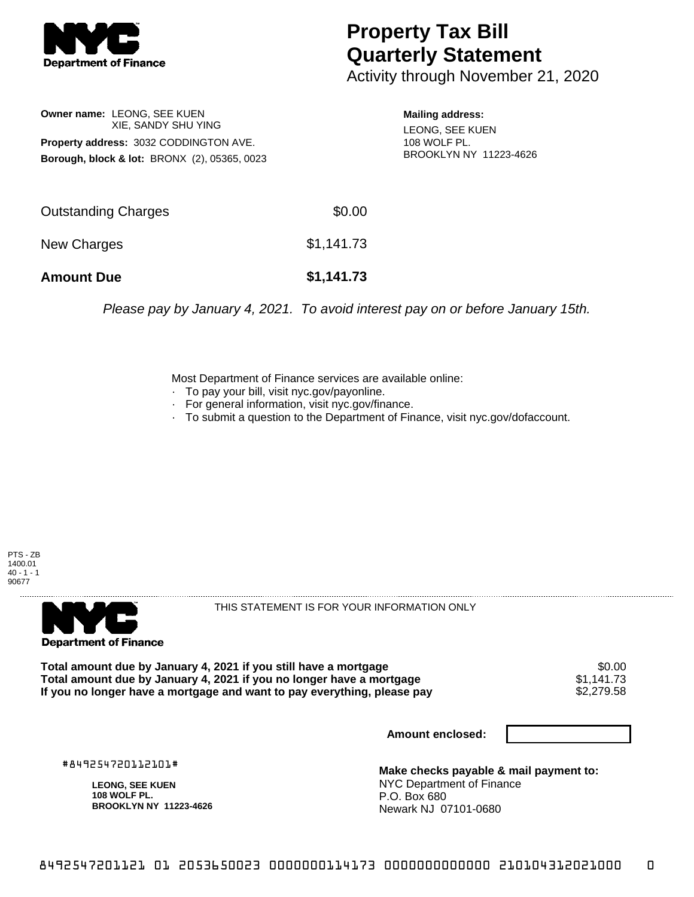# Property Tax Bill Quarterly Statement

Activity through November 21, 2020

**Owner name:** LEONG, SEE KUEN
XIE, SANDY SHU YING

**Property address:** 3032 CODDINGTON AVE.

**Borough, block & lot:** BRONX (2), 05365, 0023

**Mailing address:**
LEONG, SEE KUEN
108 WOLF PL.
BROOKLYN NY 11223-4626

| | |
|---|---|
| Outstanding Charges | $0.00 |
| New Charges | $1,141.73 |
| **Amount Due** | **$1,141.73** |

*Please pay by January 4, 2021. To avoid interest pay on or before January 15th.*

Most Department of Finance services are available online:

- To pay your bill, visit nyc.gov/payonline.
- For general information, visit nyc.gov/finance.
- To submit a question to the Department of Finance, visit nyc.gov/dofaccount.

PTS - ZB
1400.01
40 - 1 - 1
90677

THIS STATEMENT IS FOR YOUR INFORMATION ONLY

| | |
|---|---|
| **Total amount due by January 4, 2021 if you still have a mortgage** | $0.00 |
| **Total amount due by January 4, 2021 if you no longer have a mortgage** | $1,141.73 |
| **If you no longer have a mortgage and want to pay everything, please pay** | $2,279.58 |

**Amount enclosed:**

#849254720112101#

**LEONG, SEE KUEN**
**108 WOLF PL.**
**BROOKLYN NY 11223-4626**

**Make checks payable & mail payment to:**
NYC Department of Finance
P.O. Box 680
Newark NJ 07101-0680

8492547201121 01 2053650023 0000000114173 0000000000000 210104312021000 0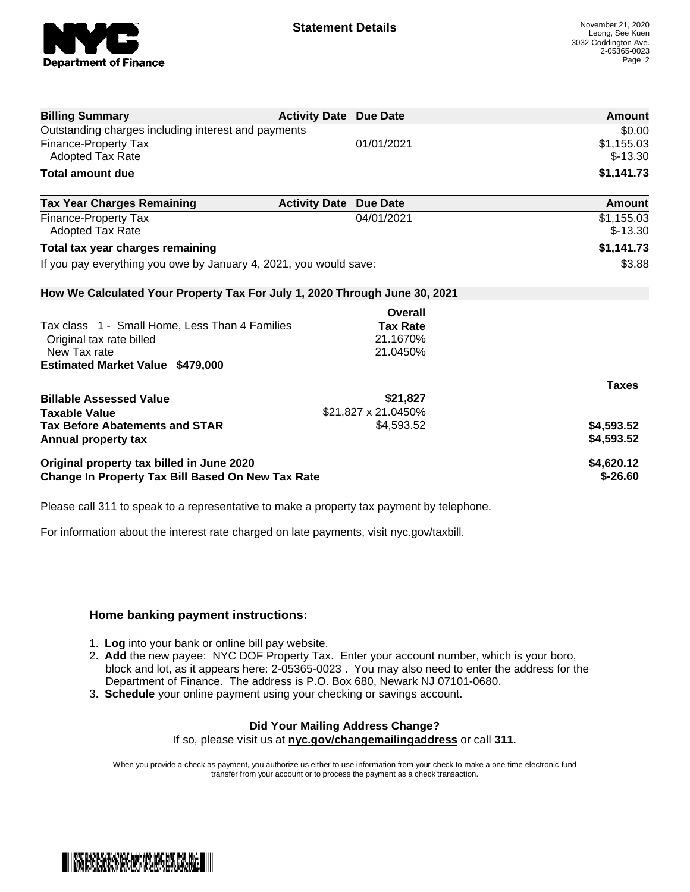## Statement Details

November 21, 2020
Leong, See Kuen
3032 Coddington Ave.
2-05365-0023

| Billing Summary | Activity Date | Due Date | Amount |
|---|---|---|---|
| Outstanding charges including interest and payments | | | $0.00 |
| Finance-Property Tax | | 01/01/2021 | $1,155.03 |
| Adopted Tax Rate | | | $-13.30 |
| **Total amount due** | | | **$1,141.73** |

| Tax Year Charges Remaining | Activity Date | Due Date | Amount |
|---|---|---|---|
| Finance-Property Tax | | 04/01/2021 | $1,155.03 |
| Adopted Tax Rate | | | $-13.30 |
| **Total tax year charges remaining** | | | **$1,141.73** |
| If you pay everything you owe by January 4, 2021, you would save: | | | $3.88 |

### How We Calculated Your Property Tax For July 1, 2020 Through June 30, 2021

| | Overall Tax Rate | |
|---|---|---|
| Tax class 1 - Small Home, Less Than 4 Families | | |
| Original tax rate billed | 21.1670% | |
| New Tax rate | 21.0450% | |
| **Estimated Market Value $479,000** | | |

| | | Taxes |
|---|---|---|
| **Billable Assessed Value** | $21,827 | |
| **Taxable Value** | $21,827 x 21.0450% | |
| **Tax Before Abatements and STAR** | $4,593.52 | **$4,593.52** |
| **Annual property tax** | | **$4,593.52** |
| **Original property tax billed in June 2020** | | **$4,620.12** |
| **Change In Property Tax Bill Based On New Tax Rate** | | **$-26.60** |

Please call 311 to speak to a representative to make a property tax payment by telephone.

For information about the interest rate charged on late payments, visit nyc.gov/taxbill.

### Home banking payment instructions:

1. **Log** into your bank or online bill pay website.
2. **Add** the new payee: NYC DOF Property Tax. Enter your account number, which is your boro, block and lot, as it appears here: 2-05365-0023 . You may also need to enter the address for the Department of Finance. The address is P.O. Box 680, Newark NJ 07101-0680.
3. **Schedule** your online payment using your checking or savings account.

**Did Your Mailing Address Change?**

If so, please visit us at **nyc.gov/changemailingaddress** or call **311.**

When you provide a check as payment, you authorize us either to use information from your check to make a one-time electronic fund transfer from your account or to process the payment as a check transaction.